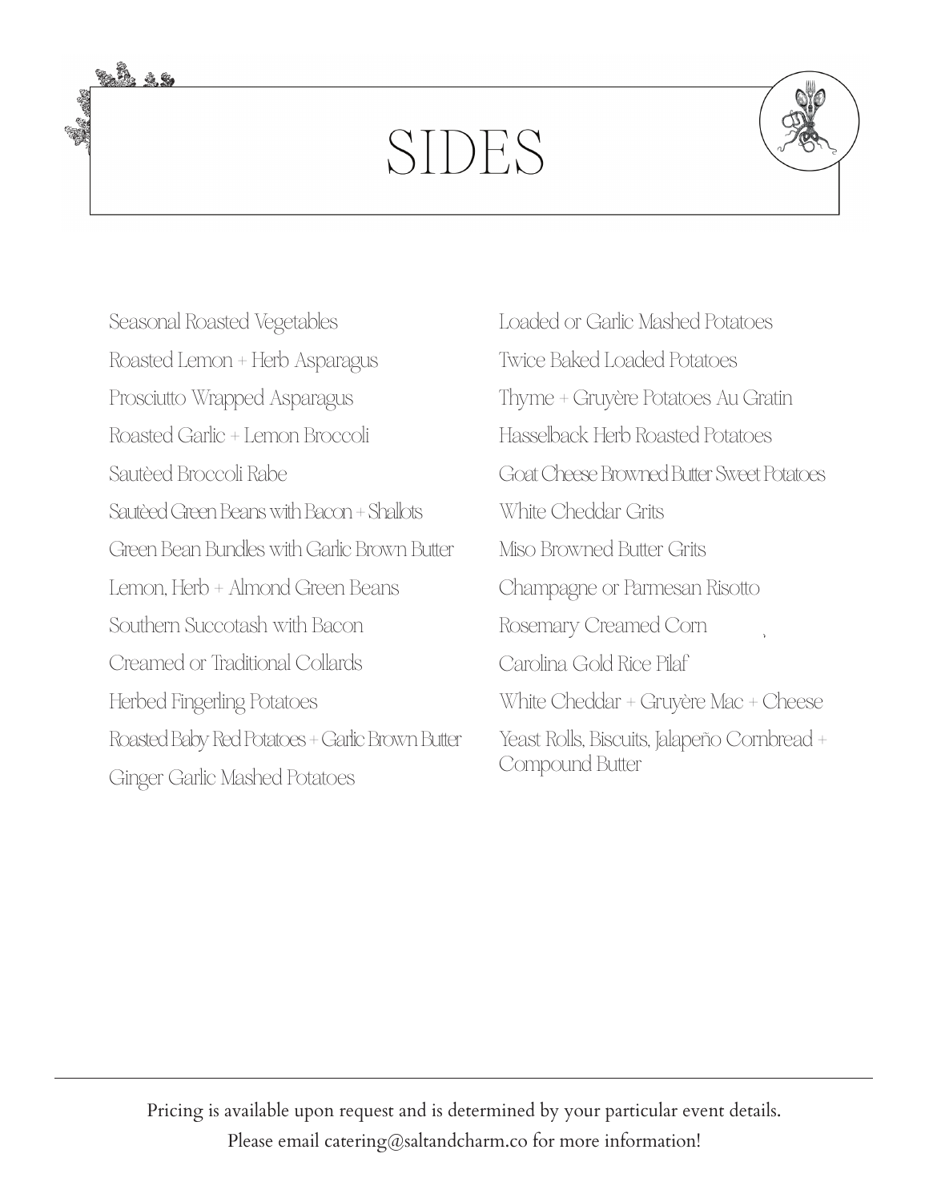# SIDES

- Seasonal Roasted Vegetables
- Roasted Lemon + Herb Asparagus
- Prosciutto Wrapped Asparagus
- Roasted Garlic + Lemon Broccoli
- Sautèed Broccoli Rabe
- Sautèed Green Beans with Bacon + Shallots
- Green Bean Bundles with Garlic Brown Butter
- Lemon, Herb + Almond Green Beans
- Southern Succotash with Bacon
- Creamed or Traditional Collards
- Herbed Fingerling Potatoes
- Roasted Baby Red Potatoes + Garlic Brown Butter
- Ginger Garlic Mashed Potatoes
- Loaded or Garlic Mashed Potatoes
- Twice Baked Loaded Potatoes
- Thyme + Gruyère Potatoes Au Gratin
- Hasselback Herb Roasted Potatoes
- Goat Cheese Browned Butter Sweet Potatoes
- White Cheddar Grits
- Miso Browned Butter Grits
- Champagne or Parmesan Risotto
- Rosemary Creamed Corn
- Carolina Gold Rice Pilaf
- White Cheddar + Gruyère Mac + Cheese
- Yeast Rolls, Biscuits, Jalapeño Cornbread + Compound Butter

---

Pricing is available upon request and is determined by your particular event details.
Please email catering@saltandcharm.co for more information!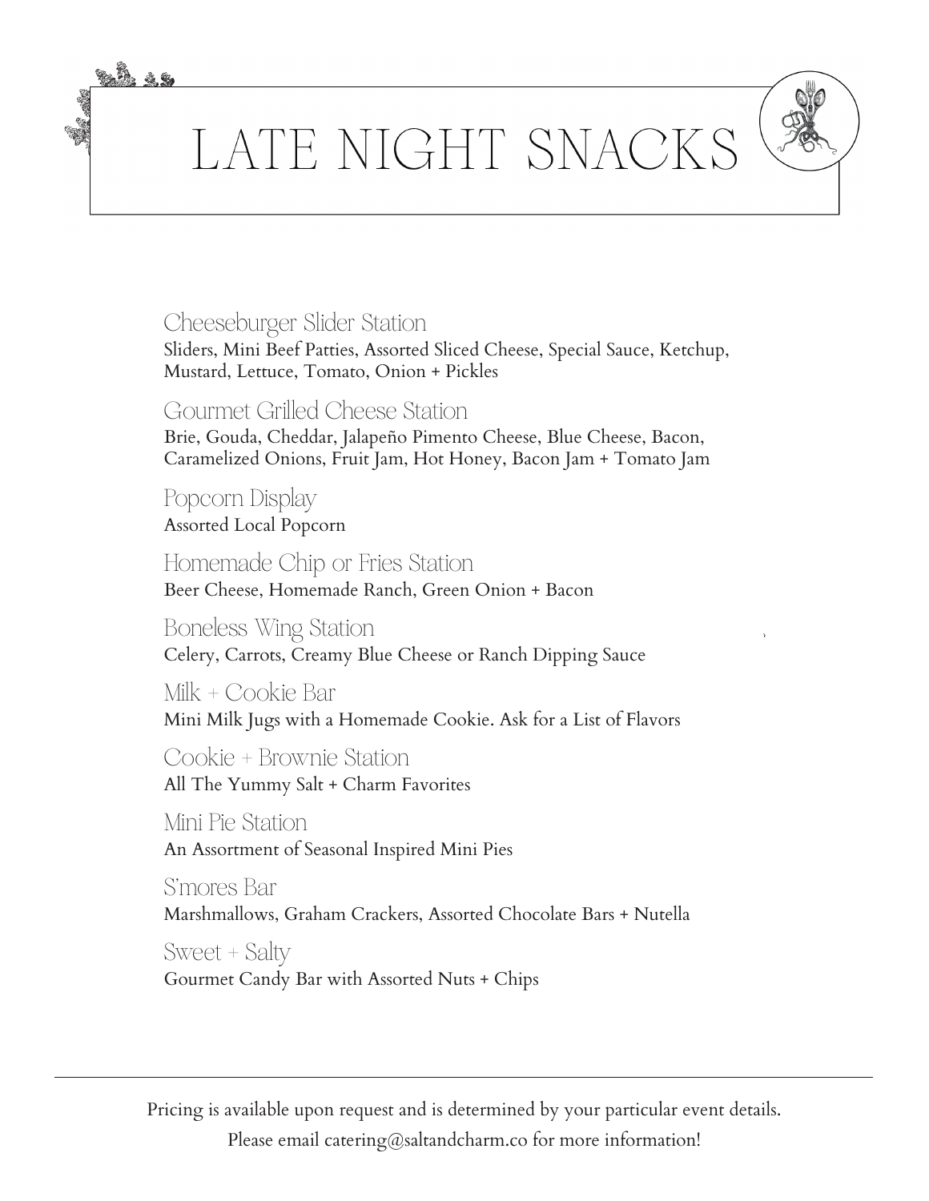# LATE NIGHT SNACKS

### Cheeseburger Slider Station
Sliders, Mini Beef Patties, Assorted Sliced Cheese, Special Sauce, Ketchup, Mustard, Lettuce, Tomato, Onion + Pickles

### Gourmet Grilled Cheese Station
Brie, Gouda, Cheddar, Jalapeño Pimento Cheese, Blue Cheese, Bacon, Caramelized Onions, Fruit Jam, Hot Honey, Bacon Jam + Tomato Jam

### Popcorn Display
Assorted Local Popcorn

### Homemade Chip or Fries Station
Beer Cheese, Homemade Ranch, Green Onion + Bacon

### Boneless Wing Station
Celery, Carrots, Creamy Blue Cheese or Ranch Dipping Sauce

### Milk + Cookie Bar
Mini Milk Jugs with a Homemade Cookie. Ask for a List of Flavors

### Cookie + Brownie Station
All The Yummy Salt + Charm Favorites

### Mini Pie Station
An Assortment of Seasonal Inspired Mini Pies

### S'mores Bar
Marshmallows, Graham Crackers, Assorted Chocolate Bars + Nutella

### Sweet + Salty
Gourmet Candy Bar with Assorted Nuts + Chips

---

Pricing is available upon request and is determined by your particular event details.
Please email catering@saltandcharm.co for more information!